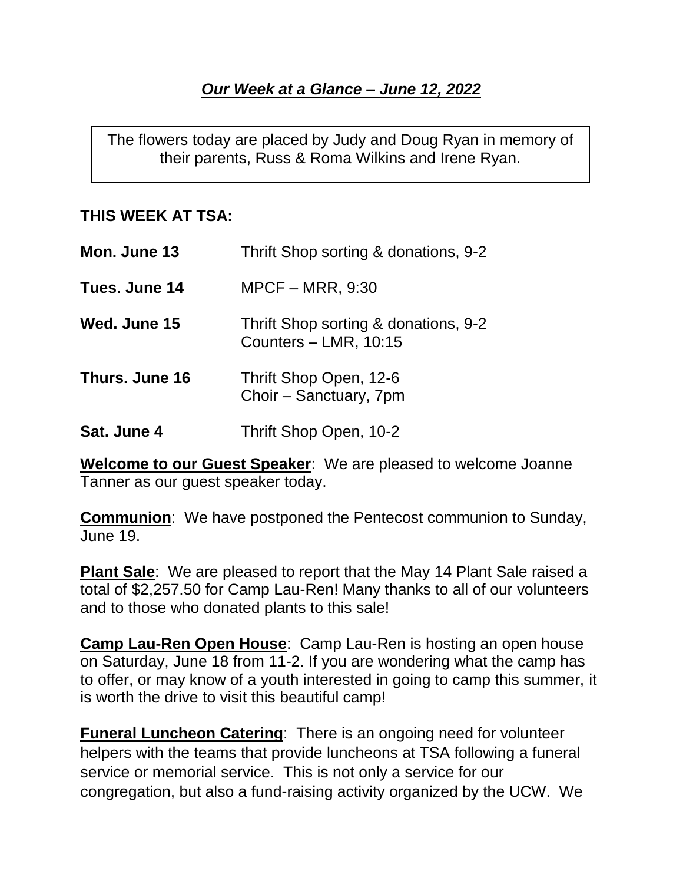## ***Our Week at a Glance – June 12, 2022***

The flowers today are placed by Judy and Doug Ryan in memory of their parents, Russ & Roma Wilkins and Irene Ryan.

**THIS WEEK AT TSA:**

| | |
|---|---|
| **Mon. June 13** | Thrift Shop sorting & donations, 9-2 |
| **Tues. June 14** | MPCF – MRR, 9:30 |
| **Wed. June 15** | Thrift Shop sorting & donations, 9-2<br>Counters – LMR, 10:15 |
| **Thurs. June 16** | Thrift Shop Open, 12-6<br>Choir – Sanctuary, 7pm |
| **Sat. June 4** | Thrift Shop Open, 10-2 |

**Welcome to our Guest Speaker**: We are pleased to welcome Joanne Tanner as our guest speaker today.

**Communion**: We have postponed the Pentecost communion to Sunday, June 19.

**Plant Sale**: We are pleased to report that the May 14 Plant Sale raised a total of $2,257.50 for Camp Lau-Ren! Many thanks to all of our volunteers and to those who donated plants to this sale!

**Camp Lau-Ren Open House**: Camp Lau-Ren is hosting an open house on Saturday, June 18 from 11-2. If you are wondering what the camp has to offer, or may know of a youth interested in going to camp this summer, it is worth the drive to visit this beautiful camp!

**Funeral Luncheon Catering**: There is an ongoing need for volunteer helpers with the teams that provide luncheons at TSA following a funeral service or memorial service. This is not only a service for our congregation, but also a fund-raising activity organized by the UCW. We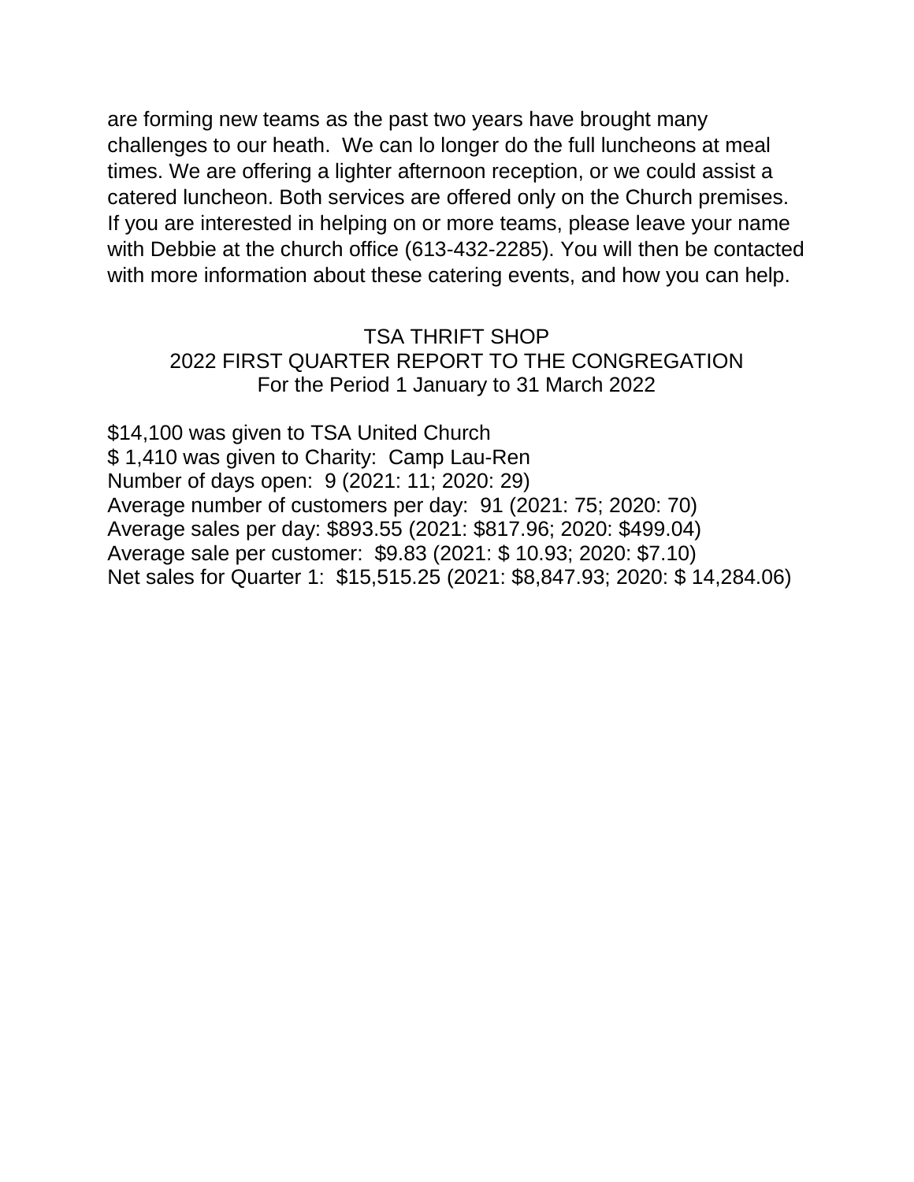are forming new teams as the past two years have brought many challenges to our heath. We can lo longer do the full luncheons at meal times. We are offering a lighter afternoon reception, or we could assist a catered luncheon. Both services are offered only on the Church premises. If you are interested in helping on or more teams, please leave your name with Debbie at the church office (613-432-2285). You will then be contacted with more information about these catering events, and how you can help.

## TSA THRIFT SHOP
## 2022 FIRST QUARTER REPORT TO THE CONGREGATION
### For the Period 1 January to 31 March 2022

$14,100 was given to TSA United Church
$ 1,410 was given to Charity: Camp Lau-Ren
Number of days open: 9 (2021: 11; 2020: 29)
Average number of customers per day: 91 (2021: 75; 2020: 70)
Average sales per day: $893.55 (2021: $817.96; 2020: $499.04)
Average sale per customer: $9.83 (2021: $ 10.93; 2020: $7.10)
Net sales for Quarter 1: $15,515.25 (2021: $8,847.93; 2020: $ 14,284.06)